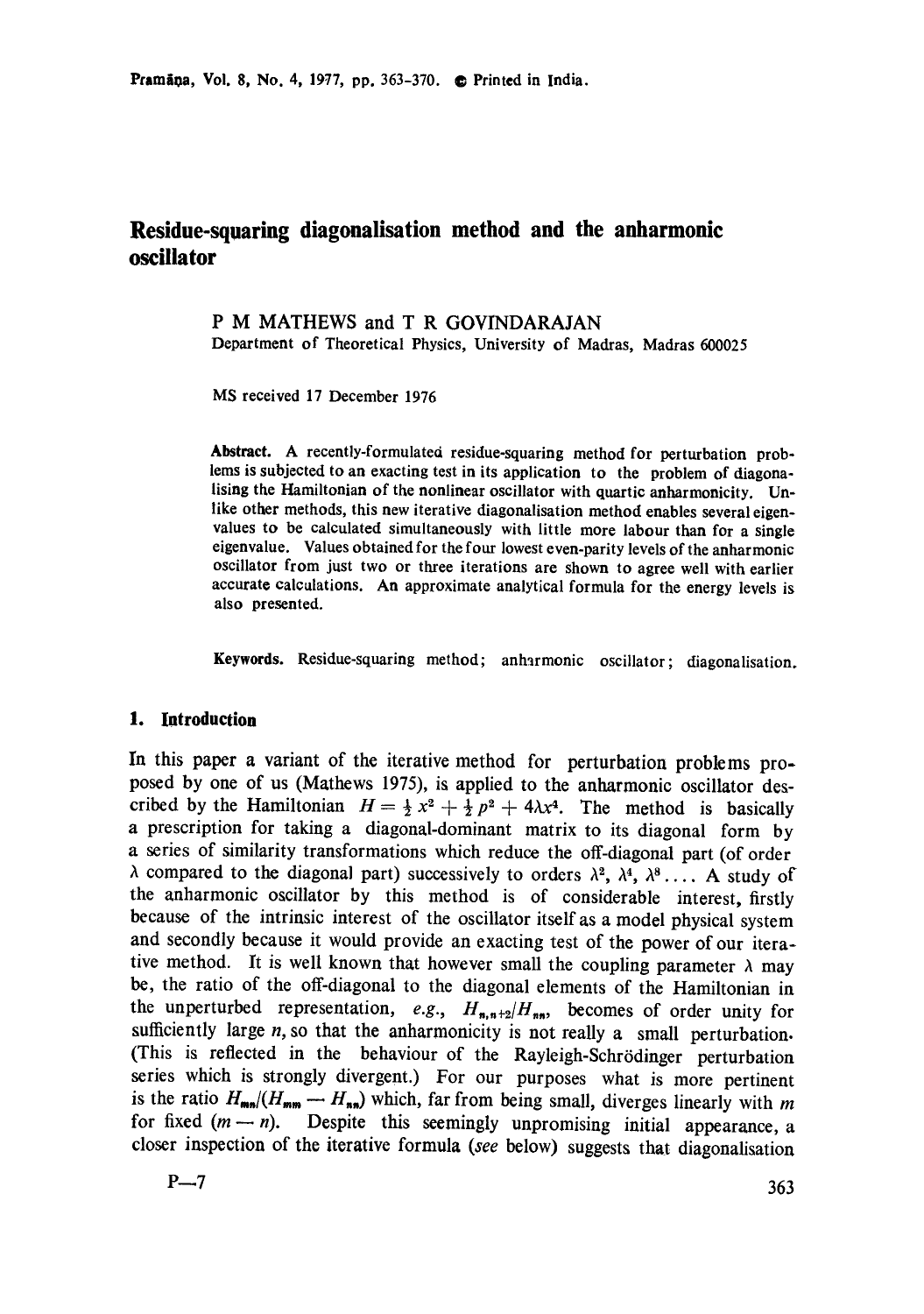# Residue-squaring diagonalisation method and the anharmonic oscillator

P M MATHEWS and T R GOVINDARAJAN

Department of Theoretical Physics, University of Madras, Madras 600025

MS received 17 December 1976

**Abstract.** A recently-formulated residue-squaring method for perturbation problems is subjected to an exacting test in its application to the problem of diagonalising the Hamiltonian of the nonlinear oscillator with quartic anharmonicity. Unlike other methods, this new iterative diagonalisation method enables several eigenvalues to be calculated simultaneously with little more labour than for a single eigenvalue. Values obtained for the four lowest even-parity levels of the anharmonic oscillator from just two or three iterations are shown to agree well with earlier accurate calculations. An approximate analytical formula for the energy levels is also presented.

**Keywords.** Residue-squaring method; anharmonic oscillator; diagonalisation.

## 1. Introduction

In this paper a variant of the iterative method for perturbation problems proposed by one of us (Mathews 1975), is applied to the anharmonic oscillator described by the Hamiltonian $H = \frac{1}{2} x^2 + \frac{1}{2} p^2 + 4\lambda x^4$. The method is basically a prescription for taking a diagonal-dominant matrix to its diagonal form by a series of similarity transformations which reduce the off-diagonal part (of order $\lambda$ compared to the diagonal part) successively to orders $\lambda^2$, $\lambda^4$, $\lambda^8 \ldots$. A study of the anharmonic oscillator by this method is of considerable interest, firstly because of the intrinsic interest of the oscillator itself as a model physical system and secondly because it would provide an exacting test of the power of our iterative method. It is well known that however small the coupling parameter $\lambda$ may be, the ratio of the off-diagonal to the diagonal elements of the Hamiltonian in the unperturbed representation, *e.g.*, $H_{n,n+2}/H_{nn}$, becomes of order unity for sufficiently large $n$, so that the anharmonicity is not really a small perturbation. (This is reflected in the behaviour of the Rayleigh-Schrödinger perturbation series which is strongly divergent.) For our purposes what is more pertinent is the ratio $H_{mn}/(H_{mm} - H_{nn})$ which, far from being small, diverges linearly with $m$ for fixed $(m - n)$. Despite this seemingly unpromising initial appearance, a closer inspection of the iterative formula (*see* below) suggests that diagonalisation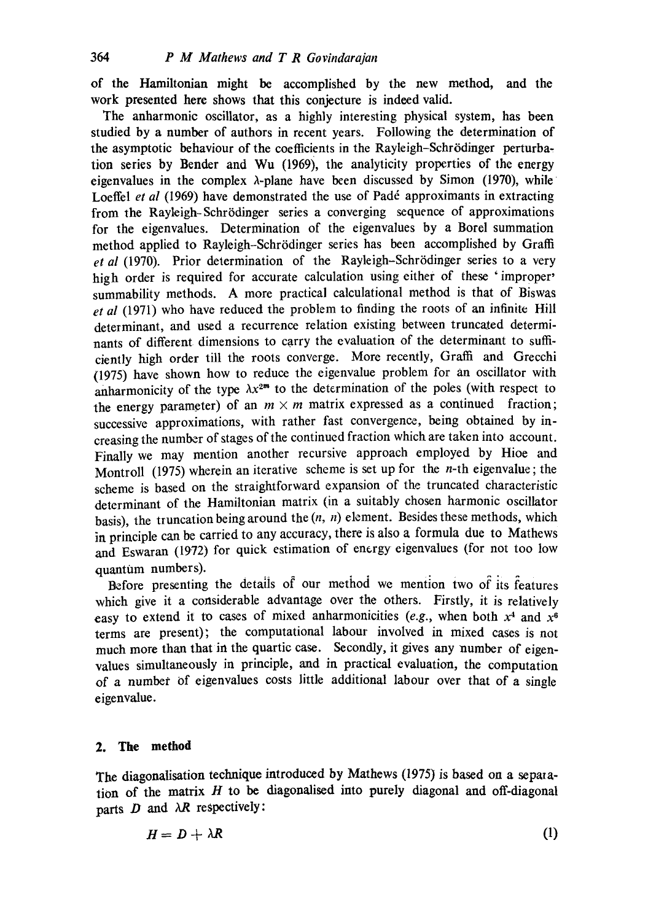of the Hamiltonian might be accomplished by the new method, and the work presented here shows that this conjecture is indeed valid.

The anharmonic oscillator, as a highly interesting physical system, has been studied by a number of authors in recent years. Following the determination of the asymptotic behaviour of the coefficients in the Rayleigh–Schrödinger perturbation series by Bender and Wu (1969), the analyticity properties of the energy eigenvalues in the complex $\lambda$-plane have been discussed by Simon (1970), while Loeffel *et al* (1969) have demonstrated the use of Padé approximants in extracting from the Rayleigh–Schrödinger series a converging sequence of approximations for the eigenvalues. Determination of the eigenvalues by a Borel summation method applied to Rayleigh–Schrödinger series has been accomplished by Graffi *et al* (1970). Prior determination of the Rayleigh–Schrödinger series to a very high order is required for accurate calculation using either of these 'improper' summability methods. A more practical calculational method is that of Biswas *et al* (1971) who have reduced the problem to finding the roots of an infinite Hill determinant, and used a recurrence relation existing between truncated determinants of different dimensions to carry the evaluation of the determinant to sufficiently high order till the roots converge. More recently, Graffi and Grecchi (1975) have shown how to reduce the eigenvalue problem for an oscillator with anharmonicity of the type $\lambda x^{2m}$ to the determination of the poles (with respect to the energy parameter) of an $m \times m$ matrix expressed as a continued fraction; successive approximations, with rather fast convergence, being obtained by increasing the number of stages of the continued fraction which are taken into account. Finally we may mention another recursive approach employed by Hioe and Montroll (1975) wherein an iterative scheme is set up for the $n$-th eigenvalue; the scheme is based on the straightforward expansion of the truncated characteristic determinant of the Hamiltonian matrix (in a suitably chosen harmonic oscillator basis), the truncation being around the $(n, n)$ element. Besides these methods, which in principle can be carried to any accuracy, there is also a formula due to Mathews and Eswaran (1972) for quick estimation of energy eigenvalues (for not too low quantum numbers).

Before presenting the details of our method we mention two of its features which give it a considerable advantage over the others. Firstly, it is relatively easy to extend it to cases of mixed anharmonicities (*e.g.*, when both $x^4$ and $x^6$ terms are present); the computational labour involved in mixed cases is not much more than that in the quartic case. Secondly, it gives any number of eigenvalues simultaneously in principle, and in practical evaluation, the computation of a number of eigenvalues costs little additional labour over that of a single eigenvalue.

## 2. The method

The diagonalisation technique introduced by Mathews (1975) is based on a separation of the matrix $H$ to be diagonalised into purely diagonal and off-diagonal parts $D$ and $\lambda R$ respectively:

$$H = D + \lambda R \tag{1}$$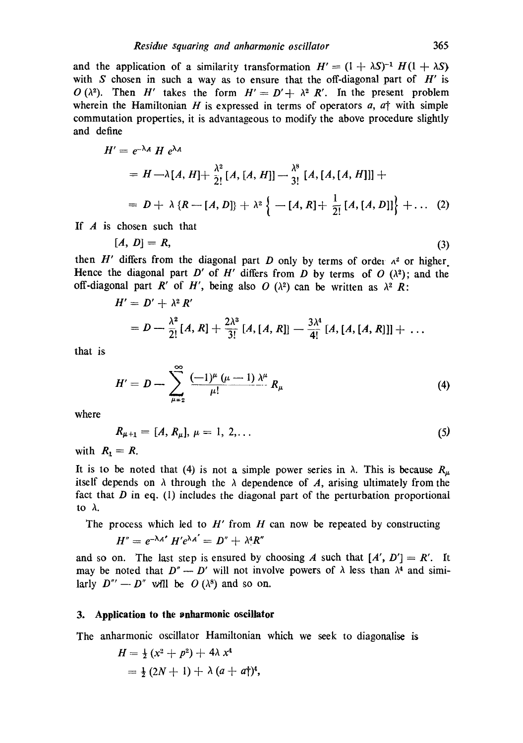and the application of a similarity transformation $H' = (1 + \lambda S)^{-1} H (1 + \lambda S)$ with $S$ chosen in such a way as to ensure that the off-diagonal part of $H'$ is $O(\lambda^2)$. Then $H'$ takes the form $H' = D' + \lambda^2 R'$. In the present problem wherein the Hamiltonian $H$ is expressed in terms of operators $a$, $a\dagger$ with simple commutation properties, it is advantageous to modify the above procedure slightly and define

$$
\begin{aligned}
H' &= e^{-\lambda A} H e^{\lambda A} \\
&= H - \lambda [A, H] + \frac{\lambda^2}{2!} [A, [A, H]] - \frac{\lambda^3}{3!} [A, [A, [A, H]]] + \\
&= D + \lambda \{R - [A, D]\} + \lambda^2 \left\{ -[A, R] + \frac{1}{2!} [A, [A, D]] \right\} + \ldots \quad (2)
\end{aligned}
$$

If $A$ is chosen such that

$$
[A, D] = R, \tag{3}
$$

then $H'$ differs from the diagonal part $D$ only by terms of order $\lambda^2$ or higher. Hence the diagonal part $D'$ of $H'$ differs from $D$ by terms of $O(\lambda^2)$; and the off-diagonal part $R'$ of $H'$, being also $O(\lambda^2)$ can be written as $\lambda^2 R$:

$$
\begin{aligned}
H' &= D' + \lambda^2 R' \\
&= D - \frac{\lambda^2}{2!} [A, R] + \frac{2\lambda^3}{3!} [A, [A, R]] - \frac{3\lambda^4}{4!} [A, [A, [A, R]]] + \ldots
\end{aligned}
$$

that is

$$
H' = D - \sum_{\mu=2}^{\infty} \frac{(-1)^{\mu} (\mu - 1) \lambda^{\mu}}{\mu!} R_{\mu} \tag{4}
$$

where

$$
R_{\mu+1} = [A, R_{\mu}], \; \mu = 1, 2, \ldots \tag{5}
$$

with $R_1 = R$.

It is to be noted that (4) is not a simple power series in $\lambda$. This is because $R_{\mu}$ itself depends on $\lambda$ through the $\lambda$ dependence of $A$, arising ultimately from the fact that $D$ in eq. (1) includes the diagonal part of the perturbation proportional to $\lambda$.

The process which led to $H'$ from $H$ can now be repeated by constructing

$$
H'' = e^{-\lambda A'} H' e^{\lambda A'} = D'' + \lambda^4 R''
$$

and so on. The last step is ensured by choosing $A$ such that $[A', D'] = R'$. It may be noted that $D'' - D'$ will not involve powers of $\lambda$ less than $\lambda^4$ and similarly $D''' - D''$ will be $O(\lambda^8)$ and so on.

## 3. Application to the anharmonic oscillator

The anharmonic oscillator Hamiltonian which we seek to diagonalise is

$$
\begin{aligned}
H &= \tfrac{1}{2} (x^2 + p^2) + 4\lambda x^4 \\
&= \tfrac{1}{2} (2N + 1) + \lambda (a + a\dagger)^4,
\end{aligned}
$$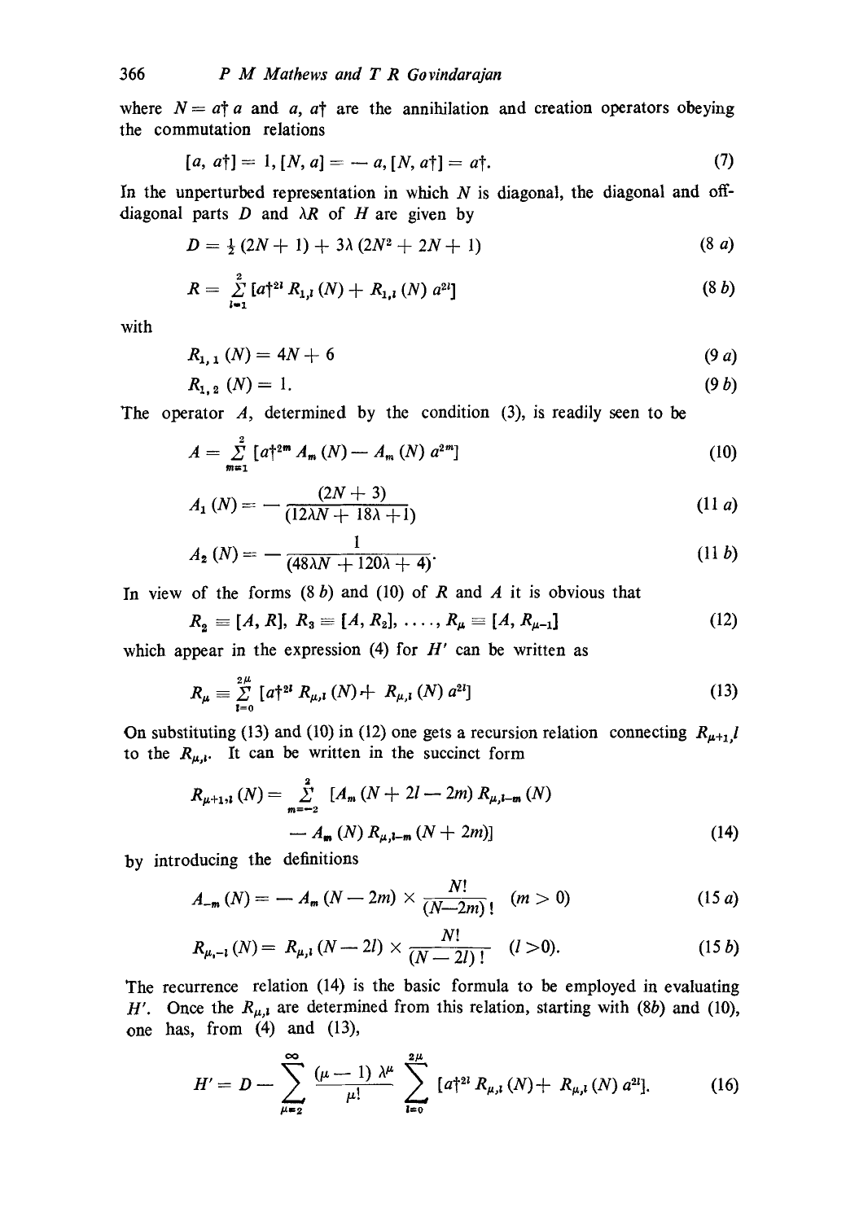where $N = a^\dagger a$ and $a$, $a^\dagger$ are the annihilation and creation operators obeying the commutation relations

$$[a, a^\dagger] = 1, [N, a] = -a, [N, a^\dagger] = a^\dagger. \tag{7}$$

In the unperturbed representation in which $N$ is diagonal, the diagonal and off-diagonal parts $D$ and $\lambda R$ of $H$ are given by

$$D = \tfrac{1}{2}(2N + 1) + 3\lambda(2N^2 + 2N + 1) \tag{8 a}$$

$$R = \sum_{l=1}^{2} [a^{\dagger 2l} R_{1,l}(N) + R_{1,l}(N) a^{2l}] \tag{8 b}$$

with

$$R_{1,1}(N) = 4N + 6 \tag{9 a}$$

$$R_{1,2}(N) = 1. \tag{9 b}$$

The operator $A$, determined by the condition (3), is readily seen to be

$$A = \sum_{m=1}^{2} [a^{\dagger 2m} A_m(N) - A_m(N) a^{2m}] \tag{10}$$

$$A_1(N) = -\frac{(2N + 3)}{(12\lambda N + 18\lambda + 1)} \tag{11 a}$$

$$A_2(N) = -\frac{1}{(48\lambda N + 120\lambda + 4)}. \tag{11 b}$$

In view of the forms (8 *b*) and (10) of $R$ and $A$ it is obvious that

$$R_2 \equiv [A, R],\ R_3 \equiv [A, R_2],\ \ldots,\ R_\mu \equiv [A, R_{\mu-1}] \tag{12}$$

which appear in the expression (4) for $H'$ can be written as

$$R_\mu \equiv \sum_{l=0}^{2\mu} [a^{\dagger 2l} R_{\mu,l}(N) + R_{\mu,l}(N) a^{2l}] \tag{13}$$

On substituting (13) and (10) in (12) one gets a recursion relation connecting $R_{\mu+1,l}$ to the $R_{\mu,l}$. It can be written in the succinct form

$$R_{\mu+1,l}(N) = \sum_{m=-2}^{2} [A_m(N + 2l - 2m) R_{\mu,l-m}(N) - A_m(N) R_{\mu,l-m}(N + 2m)] \tag{14}$$

by introducing the definitions

$$A_{-m}(N) = -A_m(N - 2m) \times \frac{N!}{(N-2m)!} \quad (m > 0) \tag{15 a}$$

$$R_{\mu,-l}(N) = R_{\mu,l}(N - 2l) \times \frac{N!}{(N - 2l)!} \quad (l > 0). \tag{15 b}$$

The recurrence relation (14) is the basic formula to be employed in evaluating $H'$. Once the $R_{\mu,l}$ are determined from this relation, starting with (8*b*) and (10), one has, from (4) and (13),

$$H' = D - \sum_{\mu=2}^{\infty} \frac{(\mu - 1)\lambda^\mu}{\mu!} \sum_{l=0}^{2\mu} [a^{\dagger 2l} R_{\mu,l}(N) + R_{\mu,l}(N) a^{2l}]. \tag{16}$$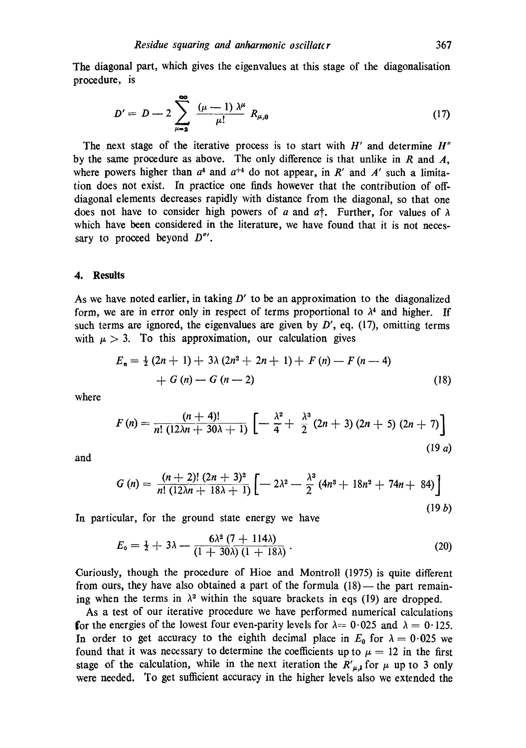The diagonal part, which gives the eigenvalues at this stage of the diagonalisation procedure, is

$$D' = D - 2 \sum_{\mu=2}^{\infty} \frac{(\mu - 1)\, \lambda^{\mu}}{\mu!} R_{\mu,0} \tag{17}$$

The next stage of the iterative process is to start with $H'$ and determine $H''$ by the same procedure as above. The only difference is that unlike in $R$ and $A$, where powers higher than $a^4$ and $a^{\dagger 4}$ do not appear, in $R'$ and $A'$ such a limitation does not exist. In practice one finds however that the contribution of off-diagonal elements decreases rapidly with distance from the diagonal, so that one does not have to consider high powers of $a$ and $a\dagger$. Further, for values of $\lambda$ which have been considered in the literature, we have found that it is not necessary to proceed beyond $D'''$.

## 4. Results

As we have noted earlier, in taking $D'$ to be an approximation to the diagonalized form, we are in error only in respect of terms proportional to $\lambda^4$ and higher. If such terms are ignored, the eigenvalues are given by $D'$, eq. (17), omitting terms with $\mu > 3$. To this approximation, our calculation gives

$$E_n = \tfrac{1}{2}(2n + 1) + 3\lambda (2n^2 + 2n + 1) + F(n) - F(n - 4) + G(n) - G(n - 2) \tag{18}$$

where

$$F(n) = \frac{(n + 4)!}{n!\,(12\lambda n + 30\lambda + 1)} \left[ -\frac{\lambda^2}{4} + \frac{\lambda^3}{2}(2n + 3)(2n + 5)(2n + 7) \right] \tag{19 a}$$

and

$$G(n) = \frac{(n + 2)!\,(2n + 3)^2}{n!\,(12\lambda n + 18\lambda + 1)} \left[ -2\lambda^2 - \frac{\lambda^3}{2}(4n^3 + 18n^2 + 74n + 84) \right] \tag{19 b}$$

In particular, for the ground state energy we have

$$E_0 = \tfrac{1}{2} + 3\lambda - \frac{6\lambda^2 (7 + 114\lambda)}{(1 + 30\lambda)(1 + 18\lambda)}. \tag{20}$$

Curiously, though the procedure of Hioe and Montroll (1975) is quite different from ours, they have also obtained a part of the formula (18) — the part remaining when the terms in $\lambda^3$ within the square brackets in eqs (19) are dropped.

As a test of our iterative procedure we have performed numerical calculations for the energies of the lowest four even-parity levels for $\lambda = 0{\cdot}025$ and $\lambda = 0{\cdot}125$. In order to get accuracy to the eighth decimal place in $E_0$ for $\lambda = 0{\cdot}025$ we found that it was necessary to determine the coefficients up to $\mu = 12$ in the first stage of the calculation, while in the next iteration the $R'_{\mu,l}$ for $\mu$ up to 3 only were needed. To get sufficient accuracy in the higher levels also we extended the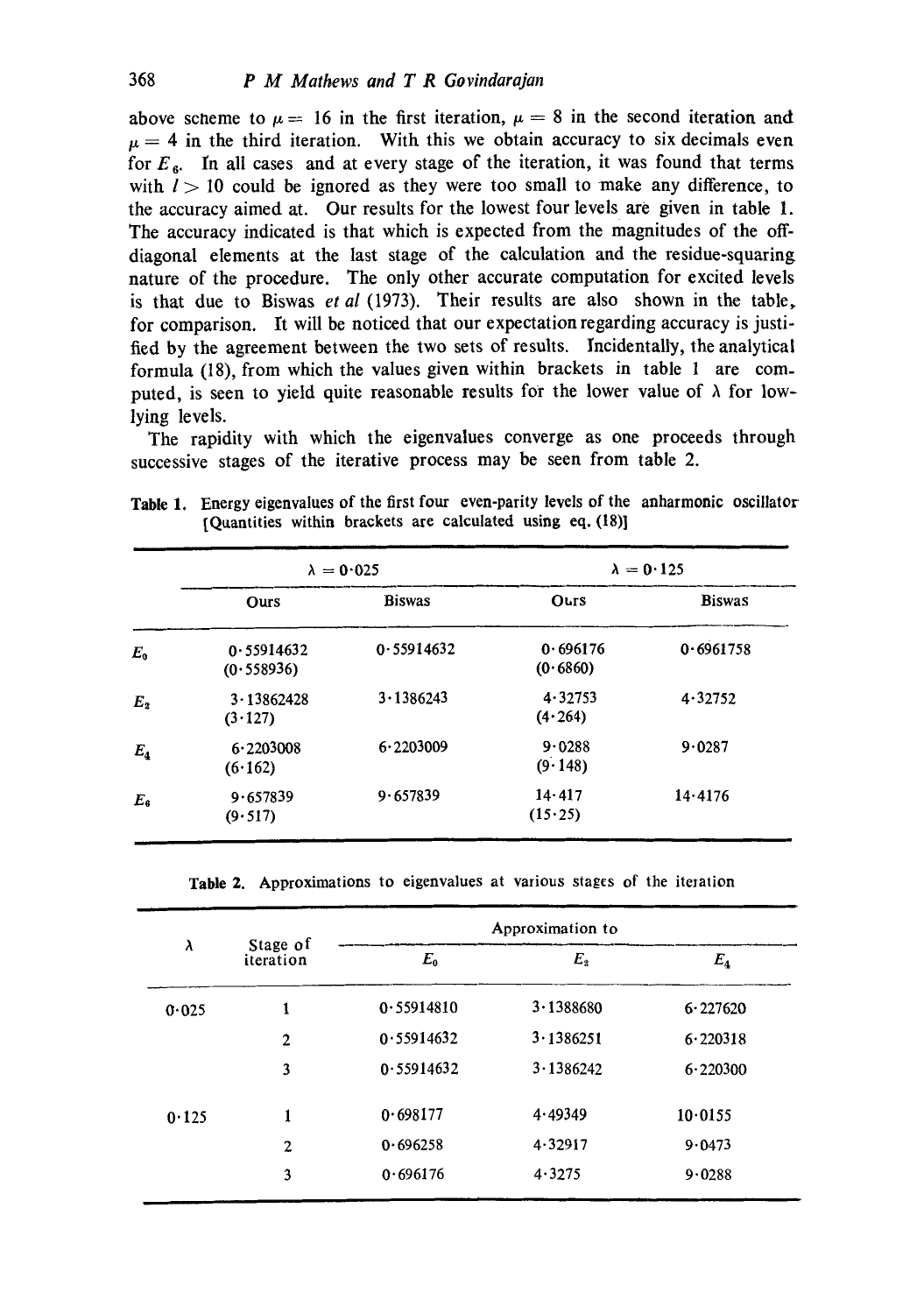above scheme to $\mu = 16$ in the first iteration, $\mu = 8$ in the second iteration and $\mu = 4$ in the third iteration. With this we obtain accuracy to six decimals even for $E_6$. In all cases and at every stage of the iteration, it was found that terms with $l > 10$ could be ignored as they were too small to make any difference, to the accuracy aimed at. Our results for the lowest four levels are given in table 1. The accuracy indicated is that which is expected from the magnitudes of the off-diagonal elements at the last stage of the calculation and the residue-squaring nature of the procedure. The only other accurate computation for excited levels is that due to Biswas *et al* (1973). Their results are also shown in the table, for comparison. It will be noticed that our expectation regarding accuracy is justified by the agreement between the two sets of results. Incidentally, the analytical formula (18), from which the values given within brackets in table 1 are computed, is seen to yield quite reasonable results for the lower value of $\lambda$ for low-lying levels.

The rapidity with which the eigenvalues converge as one proceeds through successive stages of the iterative process may be seen from table 2.

**Table 1.** Energy eigenvalues of the first four even-parity levels of the anharmonic oscillator [Quantities within brackets are calculated using eq. (18)]

| | $\lambda = 0{\cdot}025$ | | $\lambda = 0{\cdot}125$ | |
|---|---|---|---|---|
| | Ours | Biswas | Ours | Biswas |
| $E_0$ | 0·55914632 (0·558936) | 0·55914632 | 0·696176 (0·6860) | 0·6961758 |
| $E_2$ | 3·13862428 (3·127) | 3·1386243 | 4·32753 (4·264) | 4·32752 |
| $E_4$ | 6·2203008 (6·162) | 6·2203009 | 9·0288 (9·148) | 9·0287 |
| $E_6$ | 9·657839 (9·517) | 9·657839 | 14·417 (15·25) | 14·4176 |

**Table 2.** Approximations to eigenvalues at various stages of the iteration

| $\lambda$ | Stage of iteration | Approximation to | | |
|---|---|---|---|---|
| | | $E_0$ | $E_2$ | $E_4$ |
| 0·025 | 1 | 0·55914810 | 3·1388680 | 6·227620 |
| | 2 | 0·55914632 | 3·1386251 | 6·220318 |
| | 3 | 0·55914632 | 3·1386242 | 6·220300 |
| 0·125 | 1 | 0·698177 | 4·49349 | 10·0155 |
| | 2 | 0·696258 | 4·32917 | 9·0473 |
| | 3 | 0·696176 | 4·3275 | 9·0288 |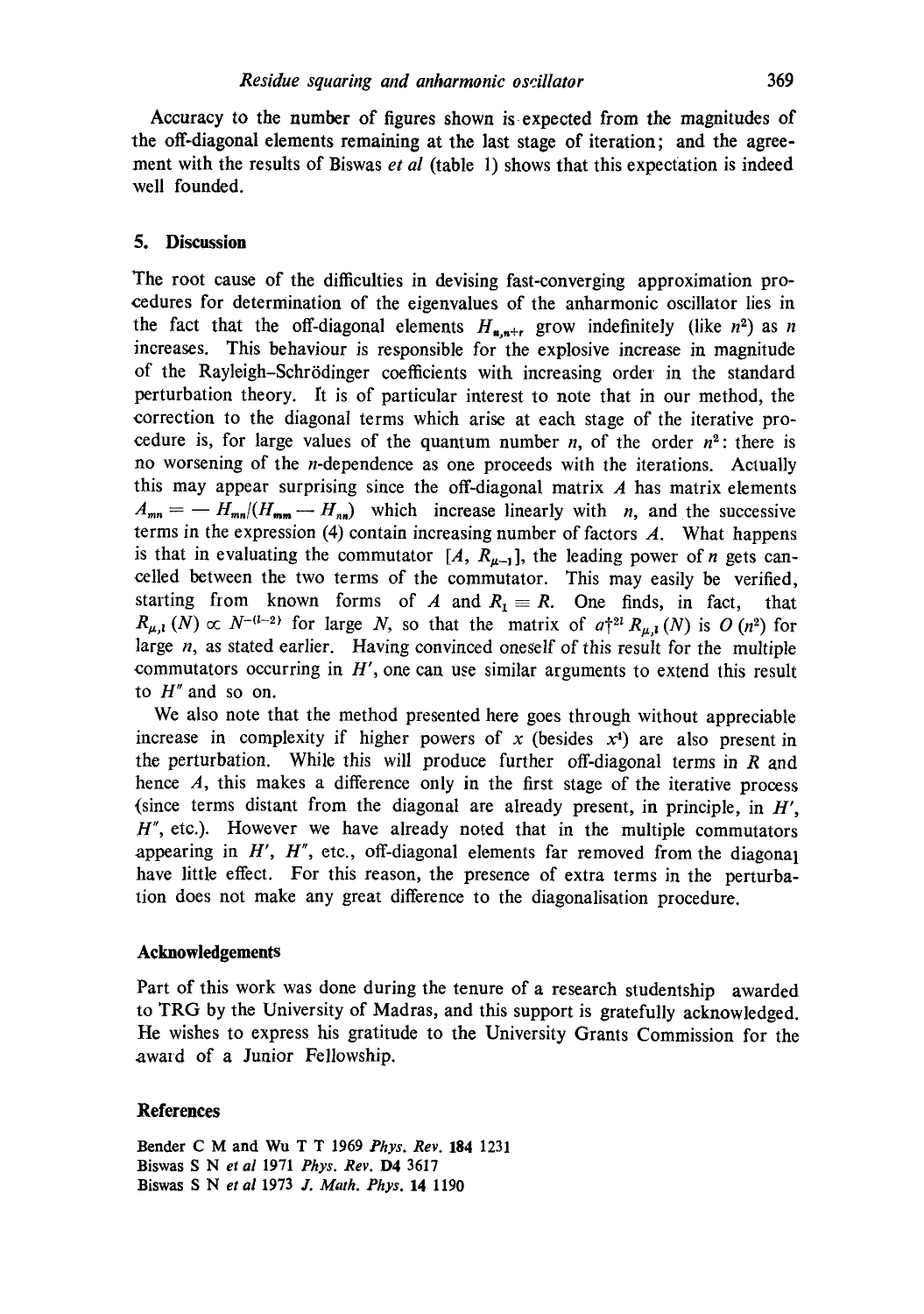Accuracy to the number of figures shown is expected from the magnitudes of the off-diagonal elements remaining at the last stage of iteration; and the agreement with the results of Biswas *et al* (table 1) shows that this expectation is indeed well founded.

## 5. Discussion

The root cause of the difficulties in devising fast-converging approximation procedures for determination of the eigenvalues of the anharmonic oscillator lies in the fact that the off-diagonal elements $H_{n,n+r}$ grow indefinitely (like $n^2$) as $n$ increases. This behaviour is responsible for the explosive increase in magnitude of the Rayleigh–Schrödinger coefficients with increasing order in the standard perturbation theory. It is of particular interest to note that in our method, the correction to the diagonal terms which arise at each stage of the iterative procedure is, for large values of the quantum number $n$, of the order $n^2$: there is no worsening of the $n$-dependence as one proceeds with the iterations. Actually this may appear surprising since the off-diagonal matrix $A$ has matrix elements $A_{mn} = - H_{mn}/(H_{mm} - H_{nn})$ which increase linearly with $n$, and the successive terms in the expression (4) contain increasing number of factors $A$. What happens is that in evaluating the commutator $[A, R_{\mu-1}]$, the leading power of $n$ gets cancelled between the two terms of the commutator. This may easily be verified, starting from known forms of $A$ and $R_1 \equiv R$. One finds, in fact, that $R_{\mu,l}(N) \propto N^{-(l-2)}$ for large $N$, so that the matrix of $a\dagger^{2l} R_{\mu,l}(N)$ is $O(n^2)$ for large $n$, as stated earlier. Having convinced oneself of this result for the multiple commutators occurring in $H'$, one can use similar arguments to extend this result to $H''$ and so on.

We also note that the method presented here goes through without appreciable increase in complexity if higher powers of $x$ (besides $x^4$) are also present in the perturbation. While this will produce further off-diagonal terms in $R$ and hence $A$, this makes a difference only in the first stage of the iterative process (since terms distant from the diagonal are already present, in principle, in $H'$, $H''$, etc.). However we have already noted that in the multiple commutators appearing in $H'$, $H''$, etc., off-diagonal elements far removed from the diagonal have little effect. For this reason, the presence of extra terms in the perturbation does not make any great difference to the diagonalisation procedure.

### Acknowledgements

Part of this work was done during the tenure of a research studentship awarded to TRG by the University of Madras, and this support is gratefully acknowledged. He wishes to express his gratitude to the University Grants Commission for the award of a Junior Fellowship.

### References

Bender C M and Wu T T 1969 *Phys. Rev.* **184** 1231

Biswas S N *et al* 1971 *Phys. Rev.* **D4** 3617

Biswas S N *et al* 1973 *J. Math. Phys.* **14** 1190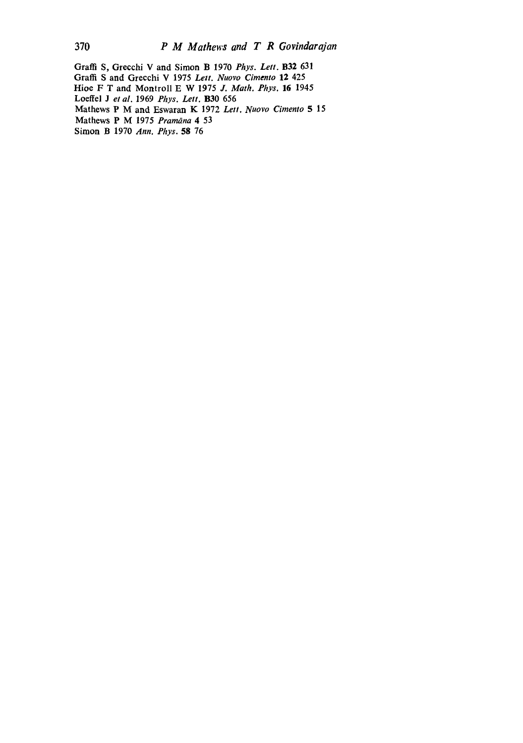Graffi S, Grecchi V and Simon B 1970 *Phys. Lett.* **B32** 631
Graffi S and Grecchi V 1975 *Lett. Nuovo Cimento* **12** 425
Hioe F T and Montroll E W 1975 *J. Math. Phys.* **16** 1945
Loeffel J *et al.* 1969 *Phys. Lett.* **B30** 656
Mathews P M and Eswaran K 1972 *Lett. Nuovo Cimento* **5** 15
Mathews P M 1975 *Pramāna* **4** 53
Simon B 1970 *Ann. Phys.* **58** 76